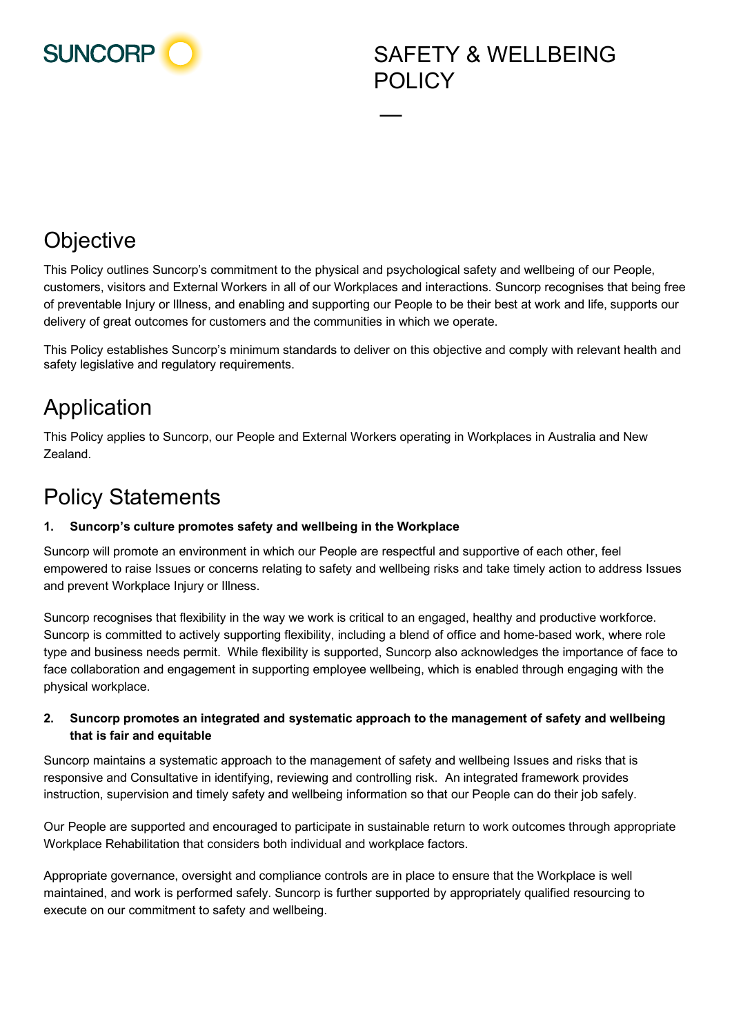SUNCORP

# SAFETY & WELLBEING POLICY

—

## Objective

This Policy outlines Suncorp's commitment to the physical and psychological safety and wellbeing of our People, customers, visitors and External Workers in all of our Workplaces and interactions. Suncorp recognises that being free of preventable Injury or Illness, and enabling and supporting our People to be their best at work and life, supports our delivery of great outcomes for customers and the communities in which we operate.

This Policy establishes Suncorp's minimum standards to deliver on this objective and comply with relevant health and safety legislative and regulatory requirements.

## Application

This Policy applies to Suncorp, our People and External Workers operating in Workplaces in Australia and New Zealand.

## Policy Statements

**1. Suncorp's culture promotes safety and wellbeing in the Workplace**

Suncorp will promote an environment in which our People are respectful and supportive of each other, feel empowered to raise Issues or concerns relating to safety and wellbeing risks and take timely action to address Issues and prevent Workplace Injury or Illness.

Suncorp recognises that flexibility in the way we work is critical to an engaged, healthy and productive workforce. Suncorp is committed to actively supporting flexibility, including a blend of office and home-based work, where role type and business needs permit. While flexibility is supported, Suncorp also acknowledges the importance of face to face collaboration and engagement in supporting employee wellbeing, which is enabled through engaging with the physical workplace.

**2. Suncorp promotes an integrated and systematic approach to the management of safety and wellbeing that is fair and equitable**

Suncorp maintains a systematic approach to the management of safety and wellbeing Issues and risks that is responsive and Consultative in identifying, reviewing and controlling risk. An integrated framework provides instruction, supervision and timely safety and wellbeing information so that our People can do their job safely.

Our People are supported and encouraged to participate in sustainable return to work outcomes through appropriate Workplace Rehabilitation that considers both individual and workplace factors.

Appropriate governance, oversight and compliance controls are in place to ensure that the Workplace is well maintained, and work is performed safely. Suncorp is further supported by appropriately qualified resourcing to execute on our commitment to safety and wellbeing.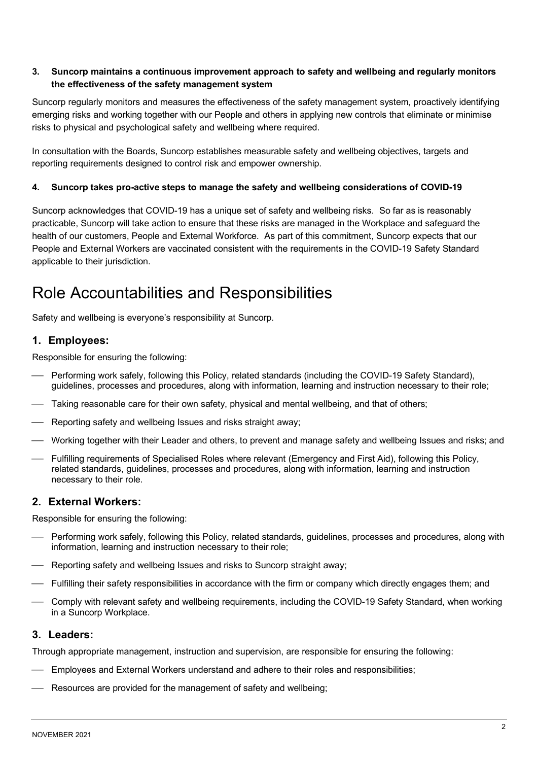**3. Suncorp maintains a continuous improvement approach to safety and wellbeing and regularly monitors the effectiveness of the safety management system**

Suncorp regularly monitors and measures the effectiveness of the safety management system, proactively identifying emerging risks and working together with our People and others in applying new controls that eliminate or minimise risks to physical and psychological safety and wellbeing where required.

In consultation with the Boards, Suncorp establishes measurable safety and wellbeing objectives, targets and reporting requirements designed to control risk and empower ownership.

**4. Suncorp takes pro-active steps to manage the safety and wellbeing considerations of COVID-19**

Suncorp acknowledges that COVID-19 has a unique set of safety and wellbeing risks. So far as is reasonably practicable, Suncorp will take action to ensure that these risks are managed in the Workplace and safeguard the health of our customers, People and External Workforce. As part of this commitment, Suncorp expects that our People and External Workers are vaccinated consistent with the requirements in the COVID-19 Safety Standard applicable to their jurisdiction.

# Role Accountabilities and Responsibilities

Safety and wellbeing is everyone's responsibility at Suncorp.

## 1. Employees:

Responsible for ensuring the following:

- Performing work safely, following this Policy, related standards (including the COVID-19 Safety Standard), guidelines, processes and procedures, along with information, learning and instruction necessary to their role;
- Taking reasonable care for their own safety, physical and mental wellbeing, and that of others;
- Reporting safety and wellbeing Issues and risks straight away;
- Working together with their Leader and others, to prevent and manage safety and wellbeing Issues and risks; and
- Fulfilling requirements of Specialised Roles where relevant (Emergency and First Aid), following this Policy, related standards, guidelines, processes and procedures, along with information, learning and instruction necessary to their role.

## 2. External Workers:

Responsible for ensuring the following:

- Performing work safely, following this Policy, related standards, guidelines, processes and procedures, along with information, learning and instruction necessary to their role;
- Reporting safety and wellbeing Issues and risks to Suncorp straight away;
- Fulfilling their safety responsibilities in accordance with the firm or company which directly engages them; and
- Comply with relevant safety and wellbeing requirements, including the COVID-19 Safety Standard, when working in a Suncorp Workplace.

## 3. Leaders:

Through appropriate management, instruction and supervision, are responsible for ensuring the following:

- Employees and External Workers understand and adhere to their roles and responsibilities;
- Resources are provided for the management of safety and wellbeing;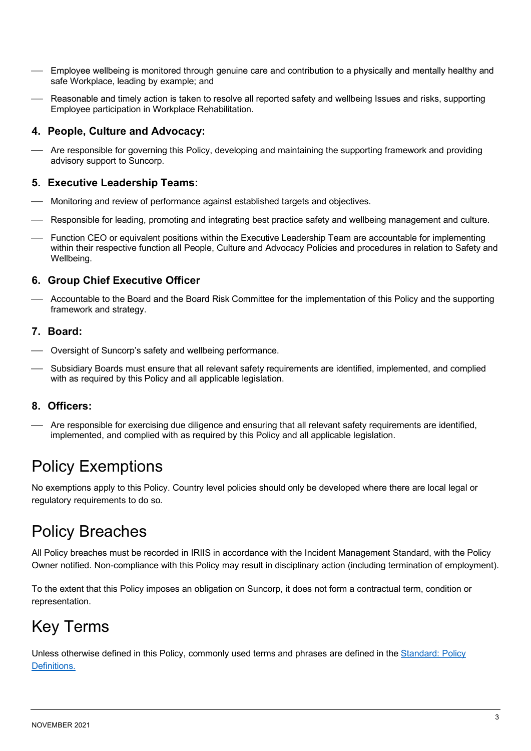- Employee wellbeing is monitored through genuine care and contribution to a physically and mentally healthy and safe Workplace, leading by example; and
- Reasonable and timely action is taken to resolve all reported safety and wellbeing Issues and risks, supporting Employee participation in Workplace Rehabilitation.

### 4. People, Culture and Advocacy:

- Are responsible for governing this Policy, developing and maintaining the supporting framework and providing advisory support to Suncorp.

### 5. Executive Leadership Teams:

- Monitoring and review of performance against established targets and objectives.
- Responsible for leading, promoting and integrating best practice safety and wellbeing management and culture.
- Function CEO or equivalent positions within the Executive Leadership Team are accountable for implementing within their respective function all People, Culture and Advocacy Policies and procedures in relation to Safety and Wellbeing.

### 6. Group Chief Executive Officer

- Accountable to the Board and the Board Risk Committee for the implementation of this Policy and the supporting framework and strategy.

### 7. Board:

- Oversight of Suncorp's safety and wellbeing performance.
- Subsidiary Boards must ensure that all relevant safety requirements are identified, implemented, and complied with as required by this Policy and all applicable legislation.

### 8. Officers:

- Are responsible for exercising due diligence and ensuring that all relevant safety requirements are identified, implemented, and complied with as required by this Policy and all applicable legislation.

## Policy Exemptions

No exemptions apply to this Policy. Country level policies should only be developed where there are local legal or regulatory requirements to do so.

## Policy Breaches

All Policy breaches must be recorded in IRIIS in accordance with the Incident Management Standard, with the Policy Owner notified. Non-compliance with this Policy may result in disciplinary action (including termination of employment).

To the extent that this Policy imposes an obligation on Suncorp, it does not form a contractual term, condition or representation.

## Key Terms

Unless otherwise defined in this Policy, commonly used terms and phrases are defined in the Standard: Policy Definitions.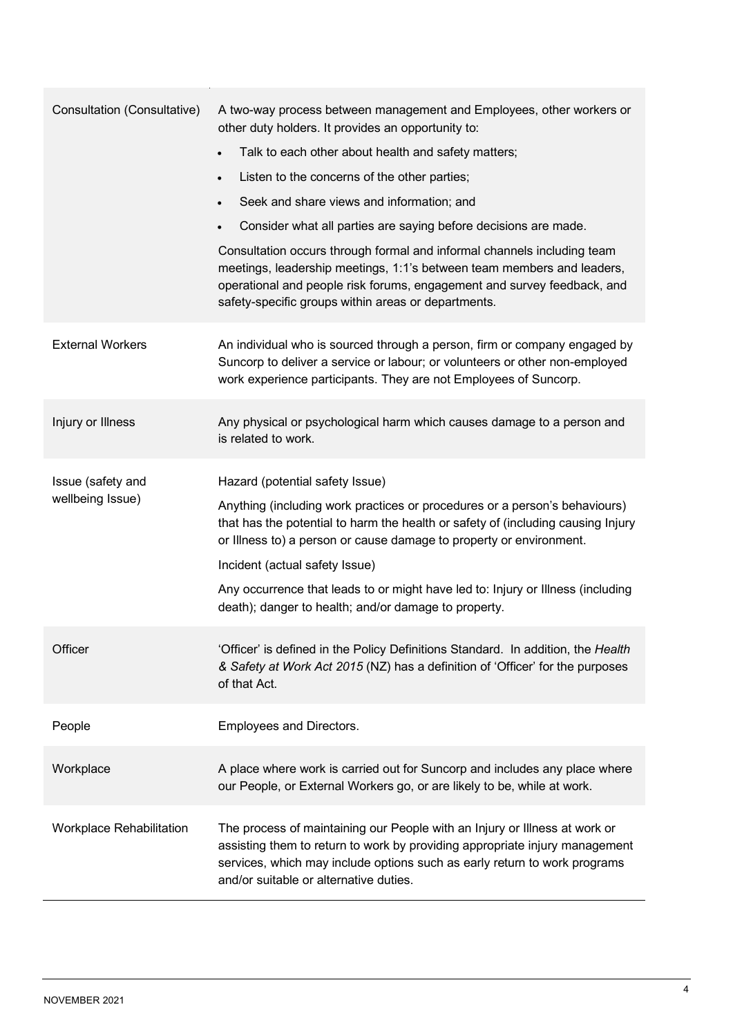| | |
|---|---|
| Consultation (Consultative) | A two-way process between management and Employees, other workers or other duty holders. It provides an opportunity to:<br>• Talk to each other about health and safety matters;<br>• Listen to the concerns of the other parties;<br>• Seek and share views and information; and<br>• Consider what all parties are saying before decisions are made.<br>Consultation occurs through formal and informal channels including team meetings, leadership meetings, 1:1's between team members and leaders, operational and people risk forums, engagement and survey feedback, and safety-specific groups within areas or departments. |
| External Workers | An individual who is sourced through a person, firm or company engaged by Suncorp to deliver a service or labour; or volunteers or other non-employed work experience participants. They are not Employees of Suncorp. |
| Injury or Illness | Any physical or psychological harm which causes damage to a person and is related to work. |
| Issue (safety and wellbeing Issue) | Hazard (potential safety Issue)<br>Anything (including work practices or procedures or a person's behaviours) that has the potential to harm the health or safety of (including causing Injury or Illness to) a person or cause damage to property or environment.<br>Incident (actual safety Issue)<br>Any occurrence that leads to or might have led to: Injury or Illness (including death); danger to health; and/or damage to property. |
| Officer | 'Officer' is defined in the Policy Definitions Standard. In addition, the *Health & Safety at Work Act 2015* (NZ) has a definition of 'Officer' for the purposes of that Act. |
| People | Employees and Directors. |
| Workplace | A place where work is carried out for Suncorp and includes any place where our People, or External Workers go, or are likely to be, while at work. |
| Workplace Rehabilitation | The process of maintaining our People with an Injury or Illness at work or assisting them to return to work by providing appropriate injury management services, which may include options such as early return to work programs and/or suitable or alternative duties. |